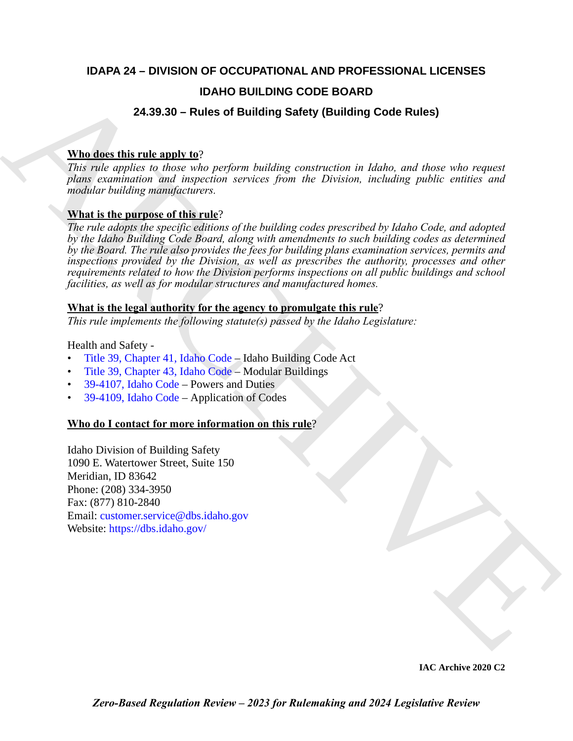# IDAPA 24 – DIVISION OF OCCUPATIONAL AND PROFESSIONAL LICENSES

## IDAHO BUILDING CODE BOARD

## 24.39.30 – Rules of Building Safety (Building Code Rules)

**Who does this rule apply to?**

*This rule applies to those who perform building construction in Idaho, and those who request plans examination and inspection services from the Division, including public entities and modular building manufacturers.*

**What is the purpose of this rule?**

*The rule adopts the specific editions of the building codes prescribed by Idaho Code, and adopted by the Idaho Building Code Board, along with amendments to such building codes as determined by the Board. The rule also provides the fees for building plans examination services, permits and inspections provided by the Division, as well as prescribes the authority, processes and other requirements related to how the Division performs inspections on all public buildings and school facilities, as well as for modular structures and manufactured homes.*

**What is the legal authority for the agency to promulgate this rule?**

*This rule implements the following statute(s) passed by the Idaho Legislature:*

Health and Safety -

- Title 39, Chapter 41, Idaho Code – Idaho Building Code Act
- Title 39, Chapter 43, Idaho Code – Modular Buildings
- 39-4107, Idaho Code – Powers and Duties
- 39-4109, Idaho Code – Application of Codes

**Who do I contact for more information on this rule?**

Idaho Division of Building Safety
1090 E. Watertower Street, Suite 150
Meridian, ID 83642
Phone: (208) 334-3950
Fax: (877) 810-2840
Email: customer.service@dbs.idaho.gov
Website: https://dbs.idaho.gov/

**IAC Archive 2020 C2**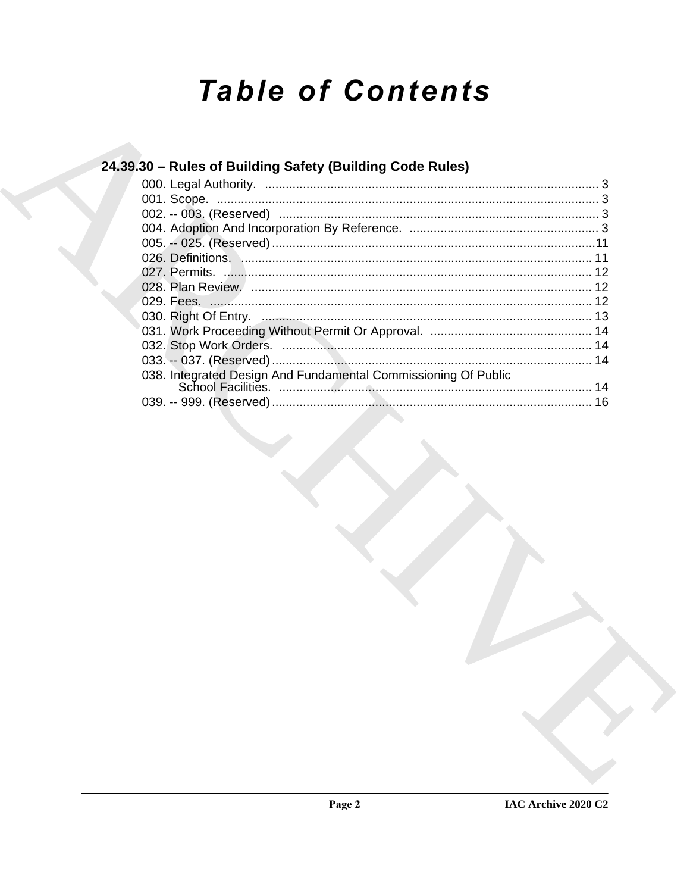# Table of Contents

## 24.39.30 – Rules of Building Safety (Building Code Rules)

000. Legal Authority. ........ 3
001. Scope. ........ 3
002. -- 003. (Reserved) ........ 3
004. Adoption And Incorporation By Reference. ........ 3
005. -- 025. (Reserved) ........ 11
026. Definitions. ........ 11
027. Permits. ........ 12
028. Plan Review. ........ 12
029. Fees. ........ 12
030. Right Of Entry. ........ 13
031. Work Proceeding Without Permit Or Approval. ........ 14
032. Stop Work Orders. ........ 14
033. -- 037. (Reserved) ........ 14
038. Integrated Design And Fundamental Commissioning Of Public School Facilities. ........ 14
039. -- 999. (Reserved) ........ 16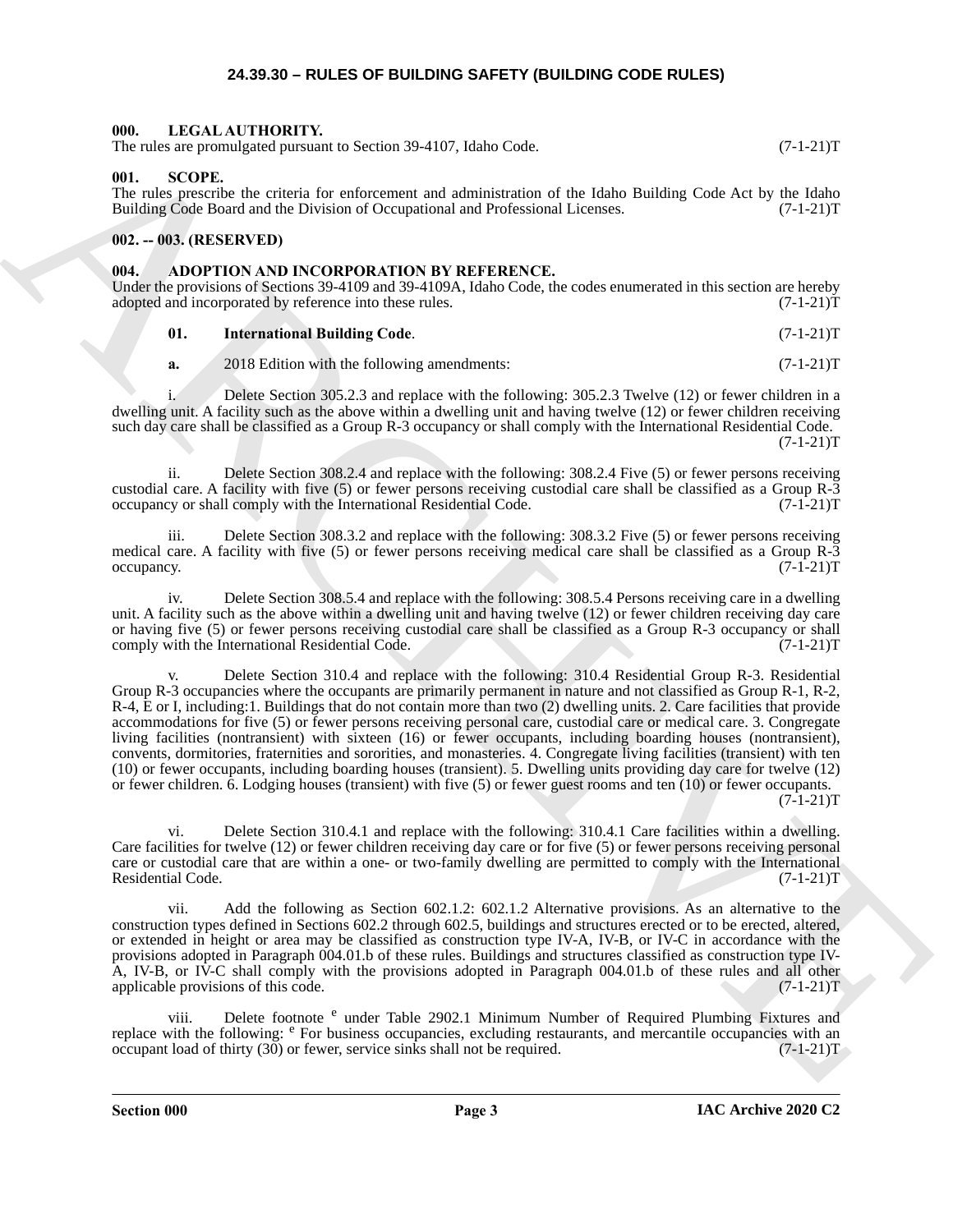# 24.39.30 – RULES OF BUILDING SAFETY (BUILDING CODE RULES)

**000. LEGAL AUTHORITY.**
The rules are promulgated pursuant to Section 39-4107, Idaho Code. (7-1-21)T

**001. SCOPE.**
The rules prescribe the criteria for enforcement and administration of the Idaho Building Code Act by the Idaho Building Code Board and the Division of Occupational and Professional Licenses. (7-1-21)T

**002. -- 003. (RESERVED)**

**004. ADOPTION AND INCORPORATION BY REFERENCE.**
Under the provisions of Sections 39-4109 and 39-4109A, Idaho Code, the codes enumerated in this section are hereby adopted and incorporated by reference into these rules. (7-1-21)T

**01. International Building Code**. (7-1-21)T

**a.** 2018 Edition with the following amendments: (7-1-21)T

i. Delete Section 305.2.3 and replace with the following: 305.2.3 Twelve (12) or fewer children in a dwelling unit. A facility such as the above within a dwelling unit and having twelve (12) or fewer children receiving such day care shall be classified as a Group R-3 occupancy or shall comply with the International Residential Code. (7-1-21)T

ii. Delete Section 308.2.4 and replace with the following: 308.2.4 Five (5) or fewer persons receiving custodial care. A facility with five (5) or fewer persons receiving custodial care shall be classified as a Group R-3 occupancy or shall comply with the International Residential Code. (7-1-21)T

iii. Delete Section 308.3.2 and replace with the following: 308.3.2 Five (5) or fewer persons receiving medical care. A facility with five (5) or fewer persons receiving medical care shall be classified as a Group R-3 occupancy. (7-1-21)T

iv. Delete Section 308.5.4 and replace with the following: 308.5.4 Persons receiving care in a dwelling unit. A facility such as the above within a dwelling unit and having twelve (12) or fewer children receiving day care or having five (5) or fewer persons receiving custodial care shall be classified as a Group R-3 occupancy or shall comply with the International Residential Code. (7-1-21)T

v. Delete Section 310.4 and replace with the following: 310.4 Residential Group R-3. Residential Group R-3 occupancies where the occupants are primarily permanent in nature and not classified as Group R-1, R-2, R-4, E or I, including:1. Buildings that do not contain more than two (2) dwelling units. 2. Care facilities that provide accommodations for five (5) or fewer persons receiving personal care, custodial care or medical care. 3. Congregate living facilities (nontransient) with sixteen (16) or fewer occupants, including boarding houses (nontransient), convents, dormitories, fraternities and sororities, and monasteries. 4. Congregate living facilities (transient) with ten (10) or fewer occupants, including boarding houses (transient). 5. Dwelling units providing day care for twelve (12) or fewer children. 6. Lodging houses (transient) with five (5) or fewer guest rooms and ten (10) or fewer occupants. (7-1-21)T

vi. Delete Section 310.4.1 and replace with the following: 310.4.1 Care facilities within a dwelling. Care facilities for twelve (12) or fewer children receiving day care or for five (5) or fewer persons receiving personal care or custodial care that are within a one- or two-family dwelling are permitted to comply with the International Residential Code. (7-1-21)T

vii. Add the following as Section 602.1.2: 602.1.2 Alternative provisions. As an alternative to the construction types defined in Sections 602.2 through 602.5, buildings and structures erected or to be erected, altered, or extended in height or area may be classified as construction type IV-A, IV-B, or IV-C in accordance with the provisions adopted in Paragraph 004.01.b of these rules. Buildings and structures classified as construction type IV-A, IV-B, or IV-C shall comply with the provisions adopted in Paragraph 004.01.b of these rules and all other applicable provisions of this code. (7-1-21)T

viii. Delete footnote [e] under Table 2902.1 Minimum Number of Required Plumbing Fixtures and replace with the following: [e] For business occupancies, excluding restaurants, and mercantile occupancies with an occupant load of thirty (30) or fewer, service sinks shall not be required. (7-1-21)T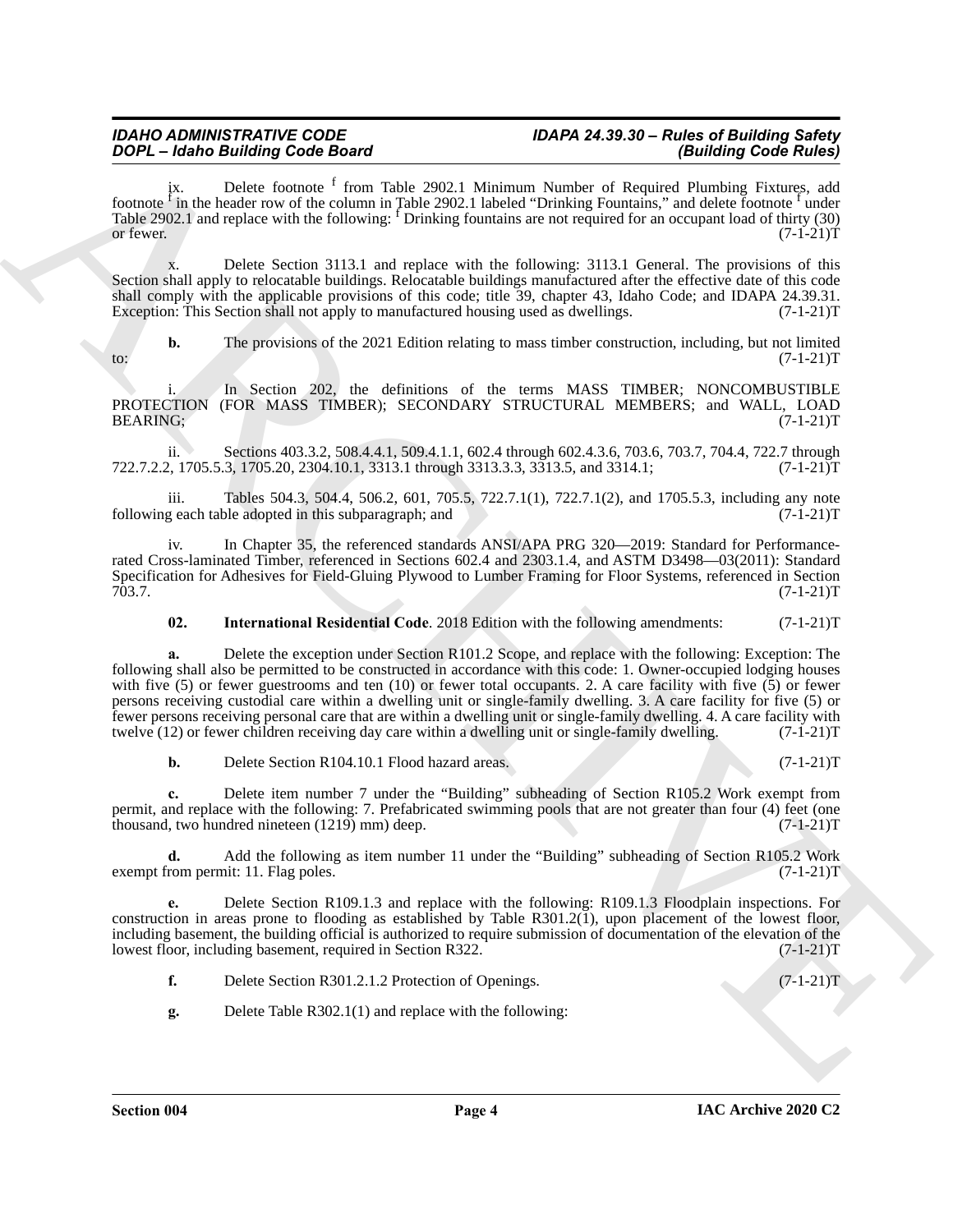ix. Delete footnote [f] from Table 2902.1 Minimum Number of Required Plumbing Fixtures, add footnote [f] in the header row of the column in Table 2902.1 labeled "Drinking Fountains," and delete footnote [f] under Table 2902.1 and replace with the following: [f] Drinking fountains are not required for an occupant load of thirty (30) or fewer. (7-1-21)T

x. Delete Section 3113.1 and replace with the following: 3113.1 General. The provisions of this Section shall apply to relocatable buildings. Relocatable buildings manufactured after the effective date of this code shall comply with the applicable provisions of this code; title 39, chapter 43, Idaho Code; and IDAPA 24.39.31. Exception: This Section shall not apply to manufactured housing used as dwellings. (7-1-21)T

**b.** The provisions of the 2021 Edition relating to mass timber construction, including, but not limited to: (7-1-21)T

i. In Section 202, the definitions of the terms MASS TIMBER; NONCOMBUSTIBLE PROTECTION (FOR MASS TIMBER); SECONDARY STRUCTURAL MEMBERS; and WALL, LOAD BEARING; (7-1-21)T

ii. Sections 403.3.2, 508.4.4.1, 509.4.1.1, 602.4 through 602.4.3.6, 703.6, 703.7, 704.4, 722.7 through 722.7.2.2, 1705.5.3, 1705.20, 2304.10.1, 3313.1 through 3313.3.3, 3313.5, and 3314.1; (7-1-21)T

iii. Tables 504.3, 504.4, 506.2, 601, 705.5, 722.7.1(1), 722.7.1(2), and 1705.5.3, including any note following each table adopted in this subparagraph; and (7-1-21)T

iv. In Chapter 35, the referenced standards ANSI/APA PRG 320—2019: Standard for Performance-rated Cross-laminated Timber, referenced in Sections 602.4 and 2303.1.4, and ASTM D3498—03(2011): Standard Specification for Adhesives for Field-Gluing Plywood to Lumber Framing for Floor Systems, referenced in Section 703.7. (7-1-21)T

**02. International Residential Code**. 2018 Edition with the following amendments: (7-1-21)T

**a.** Delete the exception under Section R101.2 Scope, and replace with the following: Exception: The following shall also be permitted to be constructed in accordance with this code: 1. Owner-occupied lodging houses with five (5) or fewer guestrooms and ten (10) or fewer total occupants. 2. A care facility with five (5) or fewer persons receiving custodial care within a dwelling unit or single-family dwelling. 3. A care facility for five (5) or fewer persons receiving personal care that are within a dwelling unit or single-family dwelling. 4. A care facility with twelve (12) or fewer children receiving day care within a dwelling unit or single-family dwelling. (7-1-21)T

**b.** Delete Section R104.10.1 Flood hazard areas. (7-1-21)T

**c.** Delete item number 7 under the "Building" subheading of Section R105.2 Work exempt from permit, and replace with the following: 7. Prefabricated swimming pools that are not greater than four (4) feet (one thousand, two hundred nineteen (1219) mm) deep. (7-1-21)T

**d.** Add the following as item number 11 under the "Building" subheading of Section R105.2 Work exempt from permit: 11. Flag poles. (7-1-21)T

**e.** Delete Section R109.1.3 and replace with the following: R109.1.3 Floodplain inspections. For construction in areas prone to flooding as established by Table R301.2(1), upon placement of the lowest floor, including basement, the building official is authorized to require submission of documentation of the elevation of the lowest floor, including basement, required in Section R322. (7-1-21)T

**f.** Delete Section R301.2.1.2 Protection of Openings. (7-1-21)T

**g.** Delete Table R302.1(1) and replace with the following: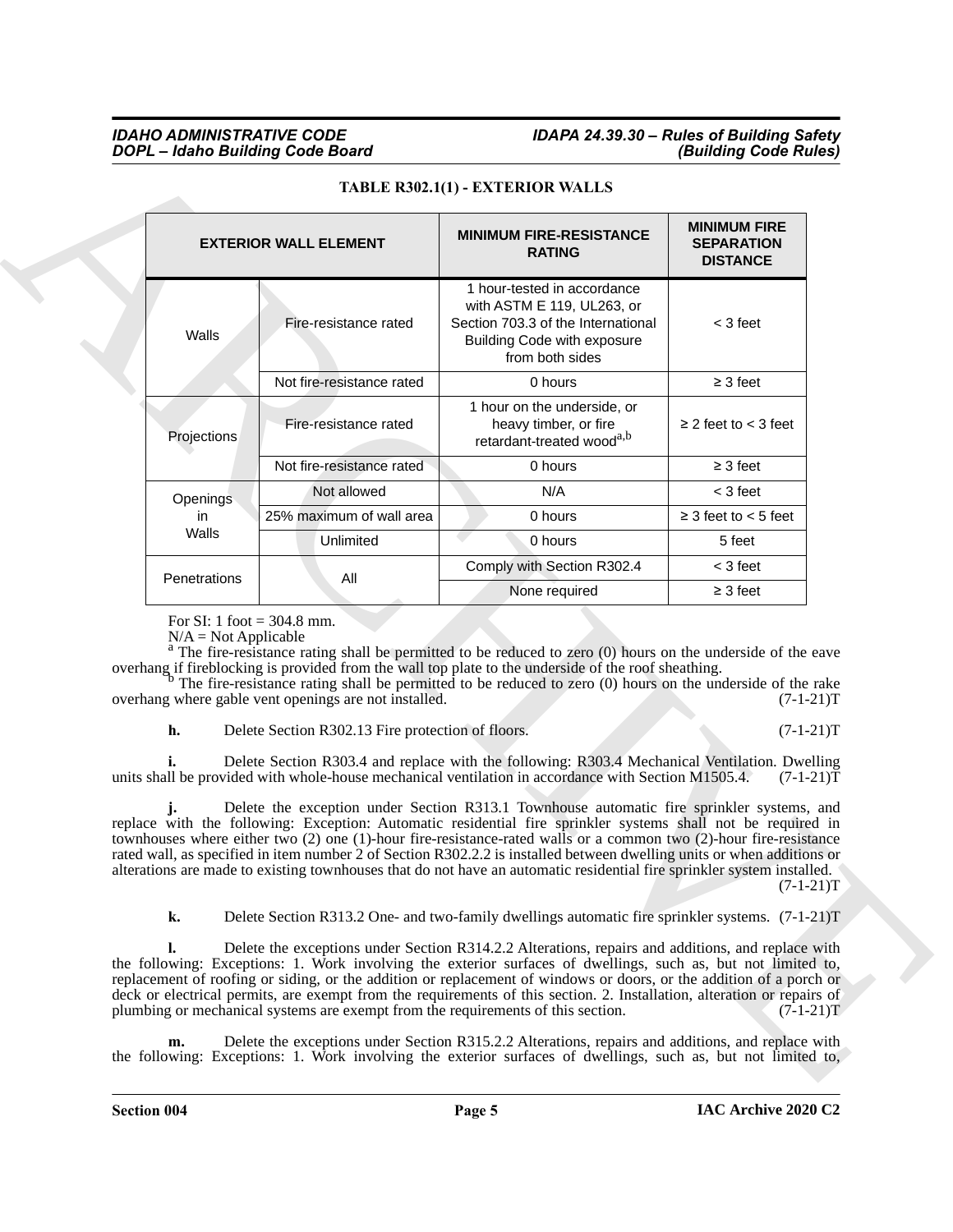**TABLE R302.1(1) - EXTERIOR WALLS**

| EXTERIOR WALL ELEMENT | | MINIMUM FIRE-RESISTANCE RATING | MINIMUM FIRE SEPARATION DISTANCE |
|---|---|---|---|
| Walls | Fire-resistance rated | 1 hour-tested in accordance with ASTM E 119, UL263, or Section 703.3 of the International Building Code with exposure from both sides | < 3 feet |
| | Not fire-resistance rated | 0 hours | ≥ 3 feet |
| Projections | Fire-resistance rated | 1 hour on the underside, or heavy timber, or fire retardant-treated wood[a,b] | ≥ 2 feet to < 3 feet |
| | Not fire-resistance rated | 0 hours | ≥ 3 feet |
| Openings in Walls | Not allowed | N/A | < 3 feet |
| | 25% maximum of wall area | 0 hours | ≥ 3 feet to < 5 feet |
| | Unlimited | 0 hours | 5 feet |
| Penetrations | All | Comply with Section R302.4 | < 3 feet |
| | | None required | ≥ 3 feet |

For SI: 1 foot = 304.8 mm.
N/A = Not Applicable
[a] The fire-resistance rating shall be permitted to be reduced to zero (0) hours on the underside of the eave overhang if fireblocking is provided from the wall top plate to the underside of the roof sheathing.
[b] The fire-resistance rating shall be permitted to be reduced to zero (0) hours on the underside of the rake overhang where gable vent openings are not installed. (7-1-21)T

**h.** Delete Section R302.13 Fire protection of floors. (7-1-21)T

**i.** Delete Section R303.4 and replace with the following: R303.4 Mechanical Ventilation. Dwelling units shall be provided with whole-house mechanical ventilation in accordance with Section M1505.4. (7-1-21)T

**j.** Delete the exception under Section R313.1 Townhouse automatic fire sprinkler systems, and replace with the following: Exception: Automatic residential fire sprinkler systems shall not be required in townhouses where either two (2) one (1)-hour fire-resistance-rated walls or a common two (2)-hour fire-resistance rated wall, as specified in item number 2 of Section R302.2.2 is installed between dwelling units or when additions or alterations are made to existing townhouses that do not have an automatic residential fire sprinkler system installed. (7-1-21)T

**k.** Delete Section R313.2 One- and two-family dwellings automatic fire sprinkler systems. (7-1-21)T

**l.** Delete the exceptions under Section R314.2.2 Alterations, repairs and additions, and replace with the following: Exceptions: 1. Work involving the exterior surfaces of dwellings, such as, but not limited to, replacement of roofing or siding, or the addition or replacement of windows or doors, or the addition of a porch or deck or electrical permits, are exempt from the requirements of this section. 2. Installation, alteration or repairs of plumbing or mechanical systems are exempt from the requirements of this section. (7-1-21)T

**m.** Delete the exceptions under Section R315.2.2 Alterations, repairs and additions, and replace with the following: Exceptions: 1. Work involving the exterior surfaces of dwellings, such as, but not limited to,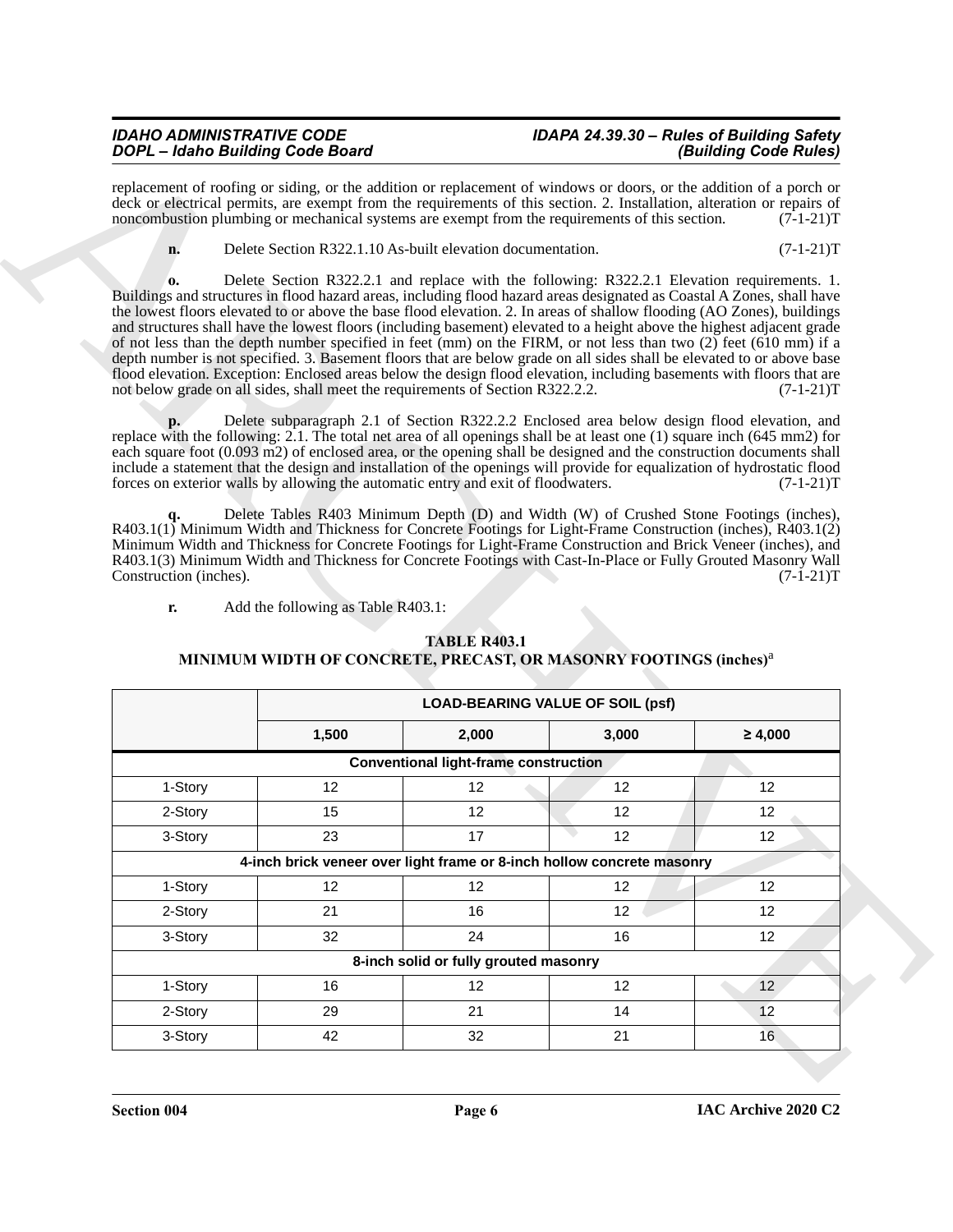replacement of roofing or siding, or the addition or replacement of windows or doors, or the addition of a porch or deck or electrical permits, are exempt from the requirements of this section. 2. Installation, alteration or repairs of noncombustion plumbing or mechanical systems are exempt from the requirements of this section. (7-1-21)T

**n.** Delete Section R322.1.10 As-built elevation documentation. (7-1-21)T

**o.** Delete Section R322.2.1 and replace with the following: R322.2.1 Elevation requirements. 1. Buildings and structures in flood hazard areas, including flood hazard areas designated as Coastal A Zones, shall have the lowest floors elevated to or above the base flood elevation. 2. In areas of shallow flooding (AO Zones), buildings and structures shall have the lowest floors (including basement) elevated to a height above the highest adjacent grade of not less than the depth number specified in feet (mm) on the FIRM, or not less than two (2) feet (610 mm) if a depth number is not specified. 3. Basement floors that are below grade on all sides shall be elevated to or above base flood elevation. Exception: Enclosed areas below the design flood elevation, including basements with floors that are not below grade on all sides, shall meet the requirements of Section R322.2.2. (7-1-21)T

**p.** Delete subparagraph 2.1 of Section R322.2.2 Enclosed area below design flood elevation, and replace with the following: 2.1. The total net area of all openings shall be at least one (1) square inch (645 mm2) for each square foot (0.093 m2) of enclosed area, or the opening shall be designed and the construction documents shall include a statement that the design and installation of the openings will provide for equalization of hydrostatic flood forces on exterior walls by allowing the automatic entry and exit of floodwaters. (7-1-21)T

**q.** Delete Tables R403 Minimum Depth (D) and Width (W) of Crushed Stone Footings (inches), R403.1(1) Minimum Width and Thickness for Concrete Footings for Light-Frame Construction (inches), R403.1(2) Minimum Width and Thickness for Concrete Footings for Light-Frame Construction and Brick Veneer (inches), and R403.1(3) Minimum Width and Thickness for Concrete Footings with Cast-In-Place or Fully Grouted Masonry Wall Construction (inches). (7-1-21)T

**r.** Add the following as Table R403.1:

**TABLE R403.1**
**MINIMUM WIDTH OF CONCRETE, PRECAST, OR MASONRY FOOTINGS (inches)**[a]

| | LOAD-BEARING VALUE OF SOIL (psf) | | | |
|---|---|---|---|---|
| | 1,500 | 2,000 | 3,000 | ≥ 4,000 |
| **Conventional light-frame construction** | | | | |
| 1-Story | 12 | 12 | 12 | 12 |
| 2-Story | 15 | 12 | 12 | 12 |
| 3-Story | 23 | 17 | 12 | 12 |
| **4-inch brick veneer over light frame or 8-inch hollow concrete masonry** | | | | |
| 1-Story | 12 | 12 | 12 | 12 |
| 2-Story | 21 | 16 | 12 | 12 |
| 3-Story | 32 | 24 | 16 | 12 |
| **8-inch solid or fully grouted masonry** | | | | |
| 1-Story | 16 | 12 | 12 | 12 |
| 2-Story | 29 | 21 | 14 | 12 |
| 3-Story | 42 | 32 | 21 | 16 |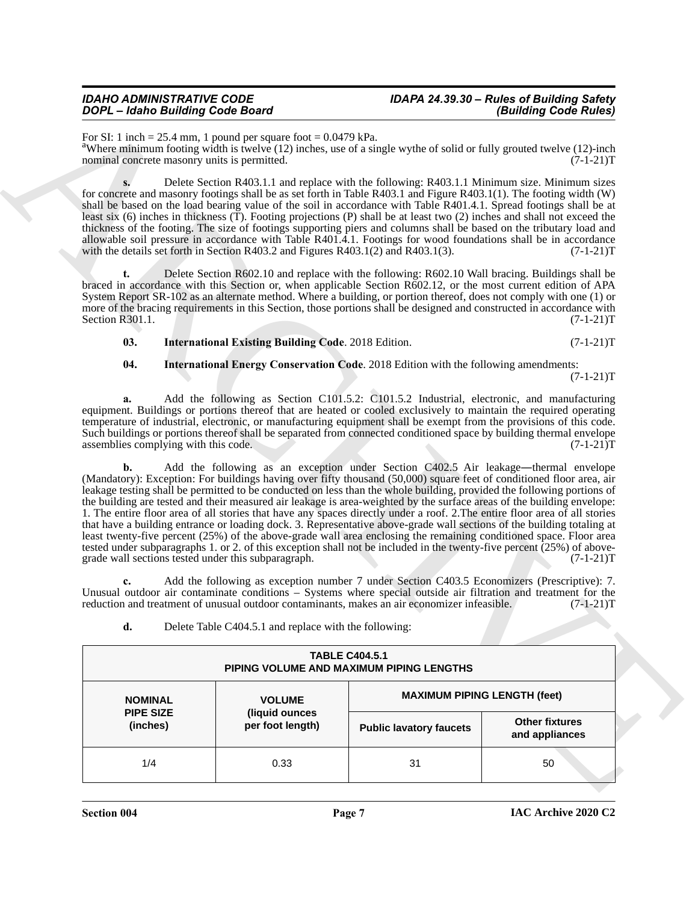For SI: 1 inch = 25.4 mm, 1 pound per square foot = 0.0479 kPa.

[a]Where minimum footing width is twelve (12) inches, use of a single wythe of solid or fully grouted twelve (12)-inch nominal concrete masonry units is permitted. (7-1-21)T

**s.** Delete Section R403.1.1 and replace with the following: R403.1.1 Minimum size. Minimum sizes for concrete and masonry footings shall be as set forth in Table R403.1 and Figure R403.1(1). The footing width (W) shall be based on the load bearing value of the soil in accordance with Table R401.4.1. Spread footings shall be at least six (6) inches in thickness (T). Footing projections (P) shall be at least two (2) inches and shall not exceed the thickness of the footing. The size of footings supporting piers and columns shall be based on the tributary load and allowable soil pressure in accordance with Table R401.4.1. Footings for wood foundations shall be in accordance with the details set forth in Section R403.2 and Figures R403.1(2) and R403.1(3). (7-1-21)T

**t.** Delete Section R602.10 and replace with the following: R602.10 Wall bracing. Buildings shall be braced in accordance with this Section or, when applicable Section R602.12, or the most current edition of APA System Report SR-102 as an alternate method. Where a building, or portion thereof, does not comply with one (1) or more of the bracing requirements in this Section, those portions shall be designed and constructed in accordance with Section R301.1. (7-1-21)T

**03. International Existing Building Code**. 2018 Edition. (7-1-21)T

**04. International Energy Conservation Code**. 2018 Edition with the following amendments: (7-1-21)T

**a.** Add the following as Section C101.5.2: C101.5.2 Industrial, electronic, and manufacturing equipment. Buildings or portions thereof that are heated or cooled exclusively to maintain the required operating temperature of industrial, electronic, or manufacturing equipment shall be exempt from the provisions of this code. Such buildings or portions thereof shall be separated from connected conditioned space by building thermal envelope assemblies complying with this code. (7-1-21)T

**b.** Add the following as an exception under Section C402.5 Air leakage—thermal envelope (Mandatory): Exception: For buildings having over fifty thousand (50,000) square feet of conditioned floor area, air leakage testing shall be permitted to be conducted on less than the whole building, provided the following portions of the building are tested and their measured air leakage is area-weighted by the surface areas of the building envelope: 1. The entire floor area of all stories that have any spaces directly under a roof. 2.The entire floor area of all stories that have a building entrance or loading dock. 3. Representative above-grade wall sections of the building totaling at least twenty-five percent (25%) of the above-grade wall area enclosing the remaining conditioned space. Floor area tested under subparagraphs 1. or 2. of this exception shall not be included in the twenty-five percent (25%) of above-grade wall sections tested under this subparagraph. (7-1-21)T

**c.** Add the following as exception number 7 under Section C403.5 Economizers (Prescriptive): 7. Unusual outdoor air contaminate conditions – Systems where special outside air filtration and treatment for the reduction and treatment of unusual outdoor contaminants, makes an air economizer infeasible. (7-1-21)T

**d.** Delete Table C404.5.1 and replace with the following:

| TABLE C404.5.1 PIPING VOLUME AND MAXIMUM PIPING LENGTHS | | | |
|---|---|---|---|
| NOMINAL PIPE SIZE (inches) | VOLUME (liquid ounces per foot length) | MAXIMUM PIPING LENGTH (feet) | |
| | | Public lavatory faucets | Other fixtures and appliances |
| 1/4 | 0.33 | 31 | 50 |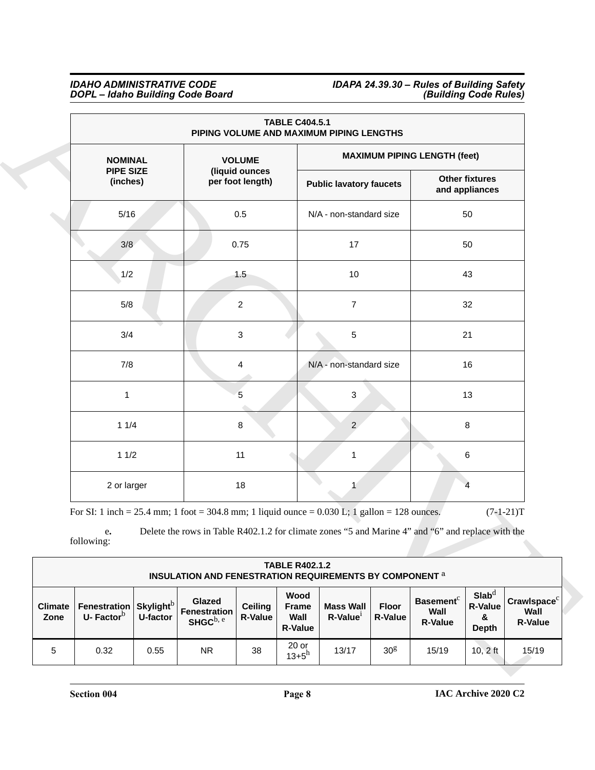| TABLE C404.5.1 PIPING VOLUME AND MAXIMUM PIPING LENGTHS | | | |
|---|---|---|---|
| NOMINAL PIPE SIZE (inches) | VOLUME (liquid ounces per foot length) | MAXIMUM PIPING LENGTH (feet) | |
| | | Public lavatory faucets | Other fixtures and appliances |
| 5/16 | 0.5 | N/A - non-standard size | 50 |
| 3/8 | 0.75 | 17 | 50 |
| 1/2 | 1.5 | 10 | 43 |
| 5/8 | 2 | 7 | 32 |
| 3/4 | 3 | 5 | 21 |
| 7/8 | 4 | N/A - non-standard size | 16 |
| 1 | 5 | 3 | 13 |
| 1 1/4 | 8 | 2 | 8 |
| 1 1/2 | 11 | 1 | 6 |
| 2 or larger | 18 | 1 | 4 |

For SI: 1 inch = 25.4 mm; 1 foot = 304.8 mm; 1 liquid ounce = 0.030 L; 1 gallon = 128 ounces. (7-1-21)T

**e.** Delete the rows in Table R402.1.2 for climate zones "5 and Marine 4" and "6" and replace with the following:

| TABLE R402.1.2 INSULATION AND FENESTRATION REQUIREMENTS BY COMPONENT [a] | | | | | | | | | | |
|---|---|---|---|---|---|---|---|---|---|---|
| Climate Zone | Fenestration U- Factor[b] | Skylight[b] U-factor | Glazed Fenestration SHGC[b, e] | Ceiling R-Value | Wood Frame Wall R-Value | Mass Wall R-Value[i] | Floor R-Value | Basement[c] Wall R-Value | Slab[d] R-Value & Depth | Crawlspace[c] Wall R-Value |
| 5 | 0.32 | 0.55 | NR | 38 | 20 or 13+5[h] | 13/17 | 30[g] | 15/19 | 10, 2 ft | 15/19 |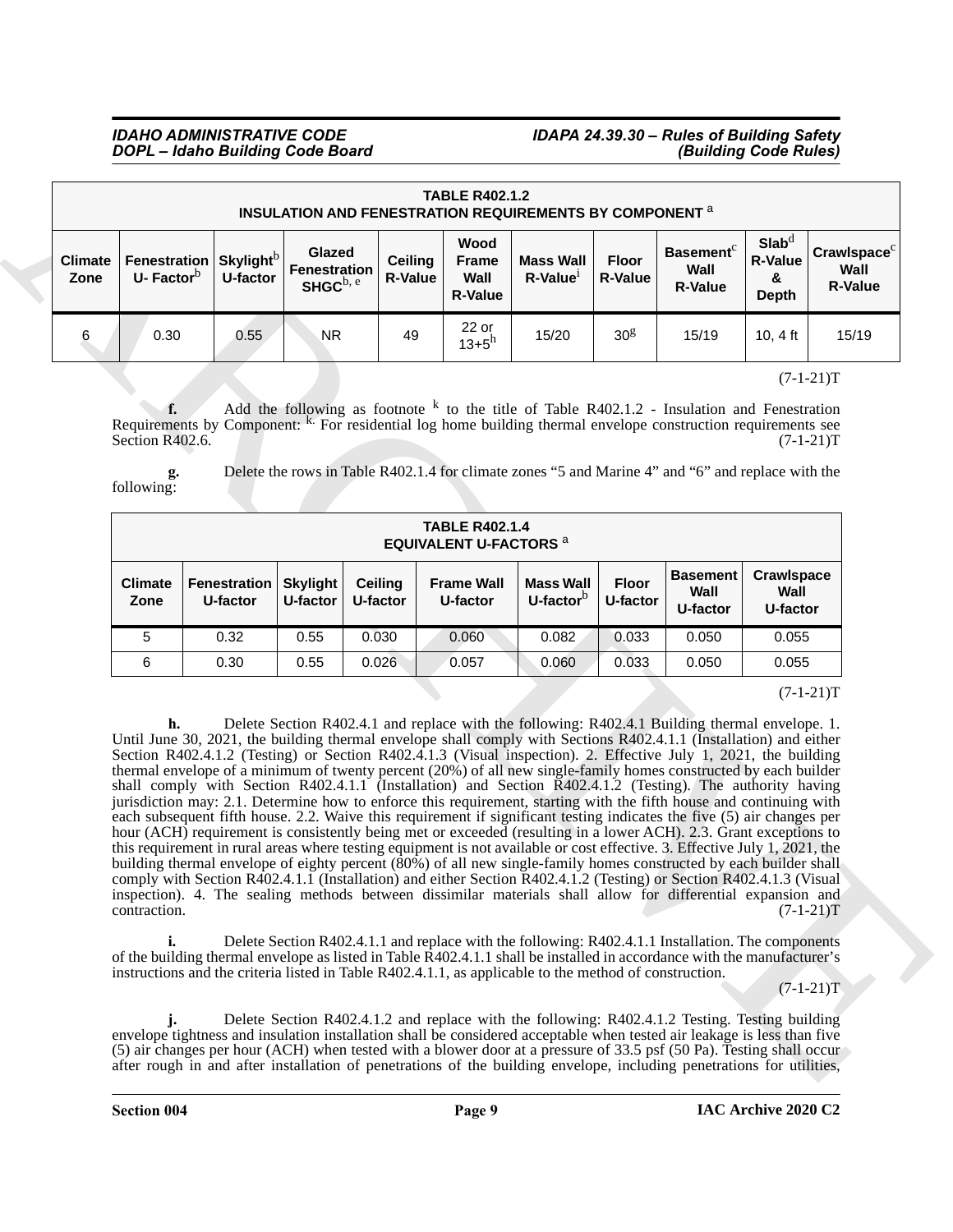| TABLE R402.1.2 INSULATION AND FENESTRATION REQUIREMENTS BY COMPONENT [a] | | | | | | | | | | |
|---|---|---|---|---|---|---|---|---|---|---|
| Climate Zone | Fenestration U- Factor[b] | Skylight[b] U-factor | Glazed Fenestration SHGC[b, e] | Ceiling R-Value | Wood Frame Wall R-Value | Mass Wall R-Value[i] | Floor R-Value | Basement[c] Wall R-Value | Slab[d] R-Value & Depth | Crawlspace[c] Wall R-Value |
| 6 | 0.30 | 0.55 | NR | 49 | 22 or 13+5[h] | 15/20 | 30[g] | 15/19 | 10, 4 ft | 15/19 |

(7-1-21)T

**f.** Add the following as footnote [k] to the title of Table R402.1.2 - Insulation and Fenestration Requirements by Component: [k.] For residential log home building thermal envelope construction requirements see Section R402.6. (7-1-21)T

**g.** Delete the rows in Table R402.1.4 for climate zones "5 and Marine 4" and "6" and replace with the following:

| TABLE R402.1.4 EQUIVALENT U-FACTORS [a] | | | | | | | | |
|---|---|---|---|---|---|---|---|---|
| Climate Zone | Fenestration U-factor | Skylight U-factor | Ceiling U-factor | Frame Wall U-factor | Mass Wall U-factor[b] | Floor U-factor | Basement Wall U-factor | Crawlspace Wall U-factor |
| 5 | 0.32 | 0.55 | 0.030 | 0.060 | 0.082 | 0.033 | 0.050 | 0.055 |
| 6 | 0.30 | 0.55 | 0.026 | 0.057 | 0.060 | 0.033 | 0.050 | 0.055 |

(7-1-21)T

**h.** Delete Section R402.4.1 and replace with the following: R402.4.1 Building thermal envelope. 1. Until June 30, 2021, the building thermal envelope shall comply with Sections R402.4.1.1 (Installation) and either Section R402.4.1.2 (Testing) or Section R402.4.1.3 (Visual inspection). 2. Effective July 1, 2021, the building thermal envelope of a minimum of twenty percent (20%) of all new single-family homes constructed by each builder shall comply with Section R402.4.1.1 (Installation) and Section R402.4.1.2 (Testing). The authority having jurisdiction may: 2.1. Determine how to enforce this requirement, starting with the fifth house and continuing with each subsequent fifth house. 2.2. Waive this requirement if significant testing indicates the five (5) air changes per hour (ACH) requirement is consistently being met or exceeded (resulting in a lower ACH). 2.3. Grant exceptions to this requirement in rural areas where testing equipment is not available or cost effective. 3. Effective July 1, 2021, the building thermal envelope of eighty percent (80%) of all new single-family homes constructed by each builder shall comply with Section R402.4.1.1 (Installation) and either Section R402.4.1.2 (Testing) or Section R402.4.1.3 (Visual inspection). 4. The sealing methods between dissimilar materials shall allow for differential expansion and contraction. (7-1-21)T

**i.** Delete Section R402.4.1.1 and replace with the following: R402.4.1.1 Installation. The components of the building thermal envelope as listed in Table R402.4.1.1 shall be installed in accordance with the manufacturer's instructions and the criteria listed in Table R402.4.1.1, as applicable to the method of construction. (7-1-21)T

**j.** Delete Section R402.4.1.2 and replace with the following: R402.4.1.2 Testing. Testing building envelope tightness and insulation installation shall be considered acceptable when tested air leakage is less than five (5) air changes per hour (ACH) when tested with a blower door at a pressure of 33.5 psf (50 Pa). Testing shall occur after rough in and after installation of penetrations of the building envelope, including penetrations for utilities,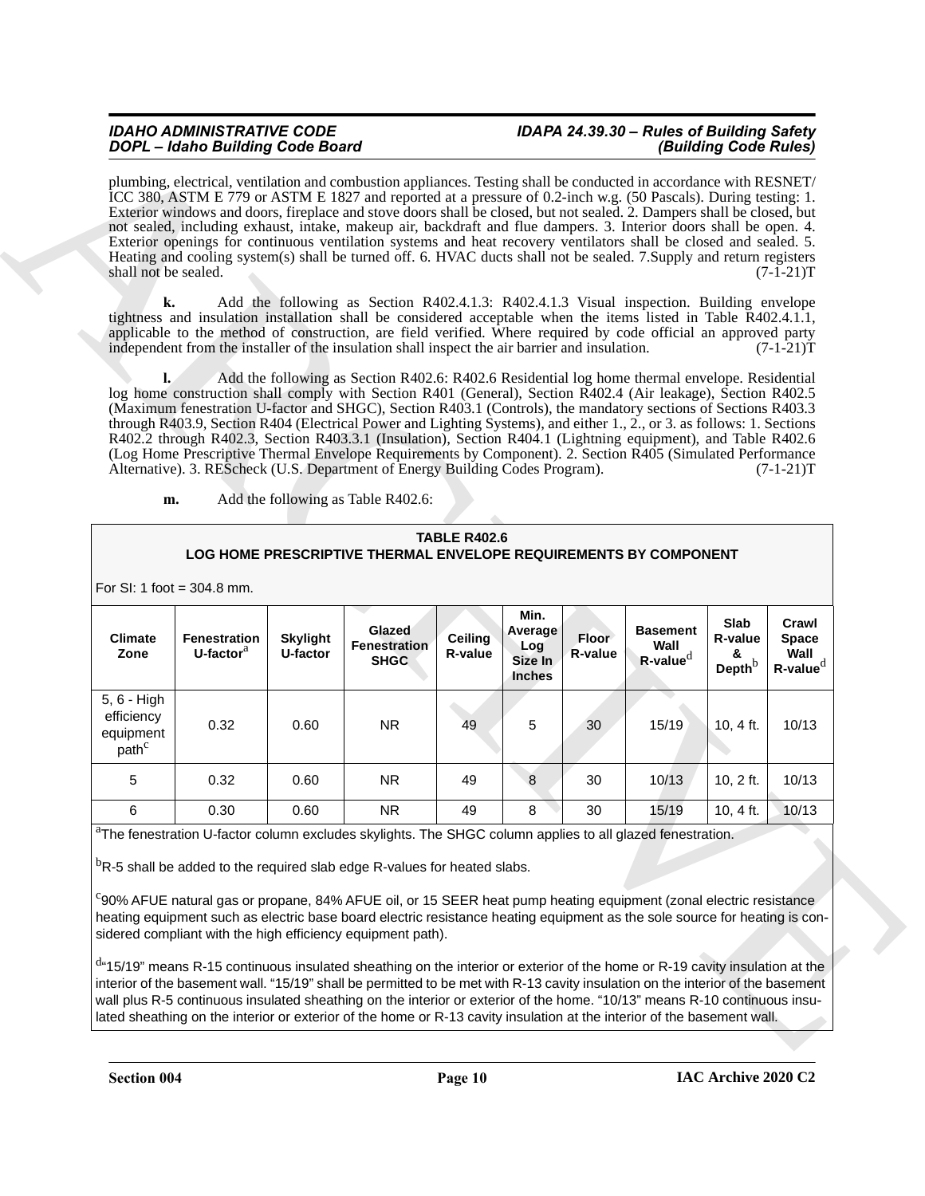plumbing, electrical, ventilation and combustion appliances. Testing shall be conducted in accordance with RESNET/ICC 380, ASTM E 779 or ASTM E 1827 and reported at a pressure of 0.2-inch w.g. (50 Pascals). During testing: 1. Exterior windows and doors, fireplace and stove doors shall be closed, but not sealed. 2. Dampers shall be closed, but not sealed, including exhaust, intake, makeup air, backdraft and flue dampers. 3. Interior doors shall be open. 4. Exterior openings for continuous ventilation systems and heat recovery ventilators shall be closed and sealed. 5. Heating and cooling system(s) shall be turned off. 6. HVAC ducts shall not be sealed. 7.Supply and return registers shall not be sealed. (7-1-21)T

**k.** Add the following as Section R402.4.1.3: R402.4.1.3 Visual inspection. Building envelope tightness and insulation installation shall be considered acceptable when the items listed in Table R402.4.1.1, applicable to the method of construction, are field verified. Where required by code official an approved party independent from the installer of the insulation shall inspect the air barrier and insulation. (7-1-21)T

**l.** Add the following as Section R402.6: R402.6 Residential log home thermal envelope. Residential log home construction shall comply with Section R401 (General), Section R402.4 (Air leakage), Section R402.5 (Maximum fenestration U-factor and SHGC), Section R403.1 (Controls), the mandatory sections of Sections R403.3 through R403.9, Section R404 (Electrical Power and Lighting Systems), and either 1., 2., or 3. as follows: 1. Sections R402.2 through R402.3, Section R403.3.1 (Insulation), Section R404.1 (Lightning equipment), and Table R402.6 (Log Home Prescriptive Thermal Envelope Requirements by Component). 2. Section R405 (Simulated Performance Alternative). 3. REScheck (U.S. Department of Energy Building Codes Program). (7-1-21)T

**m.** Add the following as Table R402.6:

**TABLE R402.6**
**LOG HOME PRESCRIPTIVE THERMAL ENVELOPE REQUIREMENTS BY COMPONENT**

For SI: 1 foot = 304.8 mm.

| Climate Zone | Fenestration U-factor[a] | Skylight U-factor | Glazed Fenestration SHGC | Ceiling R-value | Min. Average Log Size In Inches | Floor R-value | Basement Wall R-value[d] | Slab R-value & Depth[b] | Crawl Space Wall R-value[d] |
|---|---|---|---|---|---|---|---|---|---|
| 5, 6 - High efficiency equipment path[c] | 0.32 | 0.60 | NR | 49 | 5 | 30 | 15/19 | 10, 4 ft. | 10/13 |
| 5 | 0.32 | 0.60 | NR | 49 | 8 | 30 | 10/13 | 10, 2 ft. | 10/13 |
| 6 | 0.30 | 0.60 | NR | 49 | 8 | 30 | 15/19 | 10, 4 ft. | 10/13 |

[a]The fenestration U-factor column excludes skylights. The SHGC column applies to all glazed fenestration.

[b]R-5 shall be added to the required slab edge R-values for heated slabs.

[c]90% AFUE natural gas or propane, 84% AFUE oil, or 15 SEER heat pump heating equipment (zonal electric resistance heating equipment such as electric base board electric resistance heating equipment as the sole source for heating is considered compliant with the high efficiency equipment path).

[d]"15/19" means R-15 continuous insulated sheathing on the interior or exterior of the home or R-19 cavity insulation at the interior of the basement wall. "15/19" shall be permitted to be met with R-13 cavity insulation on the interior of the basement wall plus R-5 continuous insulated sheathing on the interior or exterior of the home. "10/13" means R-10 continuous insulated sheathing on the interior or exterior of the home or R-13 cavity insulation at the interior of the basement wall.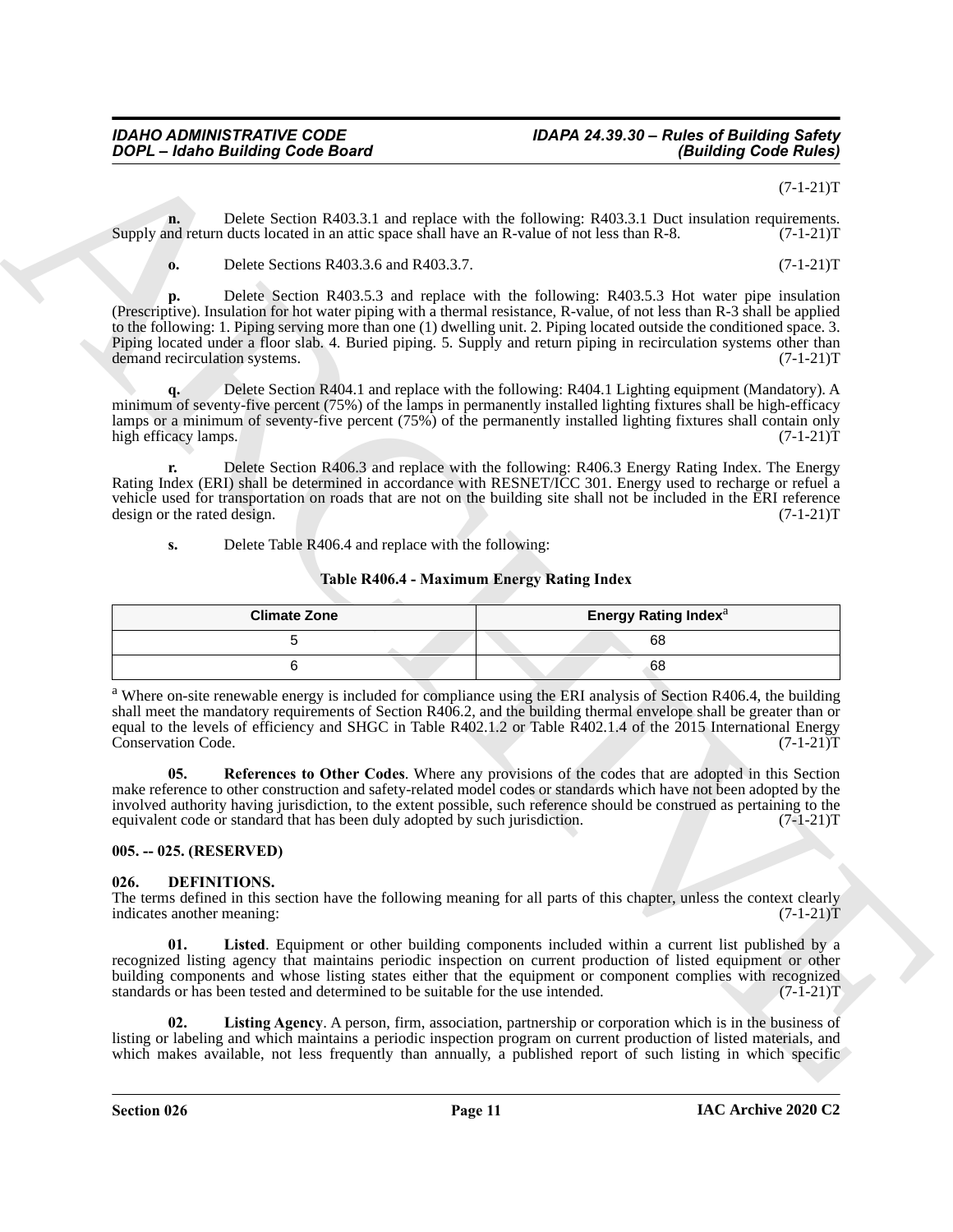(7-1-21)T

**n.** Delete Section R403.3.1 and replace with the following: R403.3.1 Duct insulation requirements. Supply and return ducts located in an attic space shall have an R-value of not less than R-8. (7-1-21)T

**o.** Delete Sections R403.3.6 and R403.3.7. (7-1-21)T

**p.** Delete Section R403.5.3 and replace with the following: R403.5.3 Hot water pipe insulation (Prescriptive). Insulation for hot water piping with a thermal resistance, R-value, of not less than R-3 shall be applied to the following: 1. Piping serving more than one (1) dwelling unit. 2. Piping located outside the conditioned space. 3. Piping located under a floor slab. 4. Buried piping. 5. Supply and return piping in recirculation systems other than demand recirculation systems. (7-1-21)T

**q.** Delete Section R404.1 and replace with the following: R404.1 Lighting equipment (Mandatory). A minimum of seventy-five percent (75%) of the lamps in permanently installed lighting fixtures shall be high-efficacy lamps or a minimum of seventy-five percent (75%) of the permanently installed lighting fixtures shall contain only high efficacy lamps. (7-1-21)T

**r.** Delete Section R406.3 and replace with the following: R406.3 Energy Rating Index. The Energy Rating Index (ERI) shall be determined in accordance with RESNET/ICC 301. Energy used to recharge or refuel a vehicle used for transportation on roads that are not on the building site shall not be included in the ERI reference design or the rated design. (7-1-21)T

**s.** Delete Table R406.4 and replace with the following:

**Table R406.4 - Maximum Energy Rating Index**

| Climate Zone | Energy Rating Index[a] |
|---|---|
| 5 | 68 |
| 6 | 68 |

[a] Where on-site renewable energy is included for compliance using the ERI analysis of Section R406.4, the building shall meet the mandatory requirements of Section R406.2, and the building thermal envelope shall be greater than or equal to the levels of efficiency and SHGC in Table R402.1.2 or Table R402.1.4 of the 2015 International Energy Conservation Code. (7-1-21)T

**05. References to Other Codes**. Where any provisions of the codes that are adopted in this Section make reference to other construction and safety-related model codes or standards which have not been adopted by the involved authority having jurisdiction, to the extent possible, such reference should be construed as pertaining to the equivalent code or standard that has been duly adopted by such jurisdiction. (7-1-21)T

### 005. -- 025. (RESERVED)

### 026. DEFINITIONS.

The terms defined in this section have the following meaning for all parts of this chapter, unless the context clearly indicates another meaning: (7-1-21)T

**01. Listed**. Equipment or other building components included within a current list published by a recognized listing agency that maintains periodic inspection on current production of listed equipment or other building components and whose listing states either that the equipment or component complies with recognized standards or has been tested and determined to be suitable for the use intended. (7-1-21)T

**02. Listing Agency**. A person, firm, association, partnership or corporation which is in the business of listing or labeling and which maintains a periodic inspection program on current production of listed materials, and which makes available, not less frequently than annually, a published report of such listing in which specific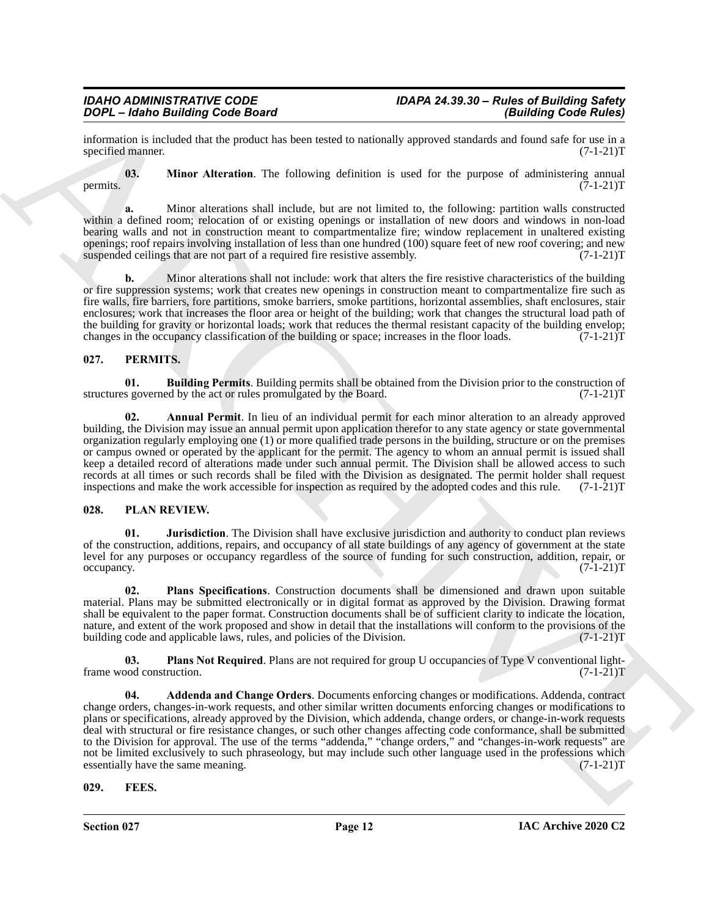information is included that the product has been tested to nationally approved standards and found safe for use in a specified manner. (7-1-21)T

**03. Minor Alteration**. The following definition is used for the purpose of administering annual permits. (7-1-21)T

**a.** Minor alterations shall include, but are not limited to, the following: partition walls constructed within a defined room; relocation of or existing openings or installation of new doors and windows in non-load bearing walls and not in construction meant to compartmentalize fire; window replacement in unaltered existing openings; roof repairs involving installation of less than one hundred (100) square feet of new roof covering; and new suspended ceilings that are not part of a required fire resistive assembly. (7-1-21)T

**b.** Minor alterations shall not include: work that alters the fire resistive characteristics of the building or fire suppression systems; work that creates new openings in construction meant to compartmentalize fire such as fire walls, fire barriers, fore partitions, smoke barriers, smoke partitions, horizontal assemblies, shaft enclosures, stair enclosures; work that increases the floor area or height of the building; work that changes the structural load path of the building for gravity or horizontal loads; work that reduces the thermal resistant capacity of the building envelop; changes in the occupancy classification of the building or space; increases in the floor loads. (7-1-21)T

## 027. PERMITS.

**01. Building Permits**. Building permits shall be obtained from the Division prior to the construction of structures governed by the act or rules promulgated by the Board. (7-1-21)T

**02. Annual Permit**. In lieu of an individual permit for each minor alteration to an already approved building, the Division may issue an annual permit upon application therefor to any state agency or state governmental organization regularly employing one (1) or more qualified trade persons in the building, structure or on the premises or campus owned or operated by the applicant for the permit. The agency to whom an annual permit is issued shall keep a detailed record of alterations made under such annual permit. The Division shall be allowed access to such records at all times or such records shall be filed with the Division as designated. The permit holder shall request inspections and make the work accessible for inspection as required by the adopted codes and this rule. (7-1-21)T

## 028. PLAN REVIEW.

**01. Jurisdiction**. The Division shall have exclusive jurisdiction and authority to conduct plan reviews of the construction, additions, repairs, and occupancy of all state buildings of any agency of government at the state level for any purposes or occupancy regardless of the source of funding for such construction, addition, repair, or occupancy. (7-1-21)T

**02. Plans Specifications**. Construction documents shall be dimensioned and drawn upon suitable material. Plans may be submitted electronically or in digital format as approved by the Division. Drawing format shall be equivalent to the paper format. Construction documents shall be of sufficient clarity to indicate the location, nature, and extent of the work proposed and show in detail that the installations will conform to the provisions of the building code and applicable laws, rules, and policies of the Division. (7-1-21)T

**03. Plans Not Required**. Plans are not required for group U occupancies of Type V conventional light-frame wood construction. (7-1-21)T

**04. Addenda and Change Orders**. Documents enforcing changes or modifications. Addenda, contract change orders, changes-in-work requests, and other similar written documents enforcing changes or modifications to plans or specifications, already approved by the Division, which addenda, change orders, or change-in-work requests deal with structural or fire resistance changes, or such other changes affecting code conformance, shall be submitted to the Division for approval. The use of the terms "addenda," "change orders," and "changes-in-work requests" are not be limited exclusively to such phraseology, but may include such other language used in the professions which essentially have the same meaning. (7-1-21)T

## 029. FEES.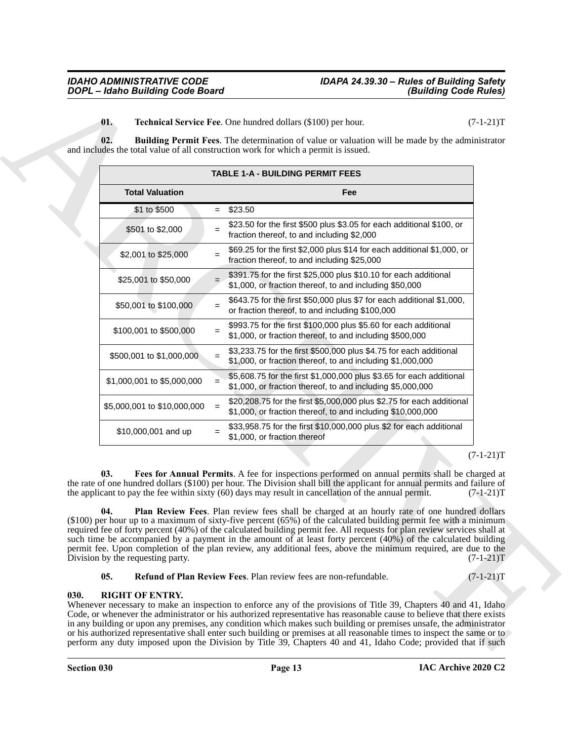**01. Technical Service Fee**. One hundred dollars ($100) per hour. (7-1-21)T

**02. Building Permit Fees**. The determination of value or valuation will be made by the administrator and includes the total value of all construction work for which a permit is issued.

| TABLE 1-A - BUILDING PERMIT FEES | | |
|---|---|---|
| **Total Valuation** | | **Fee** |
| $1 to $500 | = | $23.50 |
| $501 to $2,000 | = | $23.50 for the first $500 plus $3.05 for each additional $100, or fraction thereof, to and including $2,000 |
| $2,001 to $25,000 | = | $69.25 for the first $2,000 plus $14 for each additional $1,000, or fraction thereof, to and including $25,000 |
| $25,001 to $50,000 | = | $391.75 for the first $25,000 plus $10.10 for each additional $1,000, or fraction thereof, to and including $50,000 |
| $50,001 to $100,000 | = | $643.75 for the first $50,000 plus $7 for each additional $1,000, or fraction thereof, to and including $100,000 |
| $100,001 to $500,000 | = | $993.75 for the first $100,000 plus $5.60 for each additional $1,000, or fraction thereof, to and including $500,000 |
| $500,001 to $1,000,000 | = | $3,233.75 for the first $500,000 plus $4.75 for each additional $1,000, or fraction thereof, to and including $1,000,000 |
| $1,000,001 to $5,000,000 | = | $5,608.75 for the first $1,000,000 plus $3.65 for each additional $1,000, or fraction thereof, to and including $5,000,000 |
| $5,000,001 to $10,000,000 | = | $20,208.75 for the first $5,000,000 plus $2.75 for each additional $1,000, or fraction thereof, to and including $10,000,000 |
| $10,000,001 and up | = | $33,958.75 for the first $10,000,000 plus $2 for each additional $1,000, or fraction thereof |

(7-1-21)T

**03. Fees for Annual Permits**. A fee for inspections performed on annual permits shall be charged at the rate of one hundred dollars ($100) per hour. The Division shall bill the applicant for annual permits and failure of the applicant to pay the fee within sixty (60) days may result in cancellation of the annual permit. (7-1-21)T

**04. Plan Review Fees**. Plan review fees shall be charged at an hourly rate of one hundred dollars ($100) per hour up to a maximum of sixty-five percent (65%) of the calculated building permit fee with a minimum required fee of forty percent (40%) of the calculated building permit fee. All requests for plan review services shall at such time be accompanied by a payment in the amount of at least forty percent (40%) of the calculated building permit fee. Upon completion of the plan review, any additional fees, above the minimum required, are due to the Division by the requesting party. (7-1-21)T

**05. Refund of Plan Review Fees**. Plan review fees are non-refundable. (7-1-21)T

**030. RIGHT OF ENTRY.**

Whenever necessary to make an inspection to enforce any of the provisions of Title 39, Chapters 40 and 41, Idaho Code, or whenever the administrator or his authorized representative has reasonable cause to believe that there exists in any building or upon any premises, any condition which makes such building or premises unsafe, the administrator or his authorized representative shall enter such building or premises at all reasonable times to inspect the same or to perform any duty imposed upon the Division by Title 39, Chapters 40 and 41, Idaho Code; provided that if such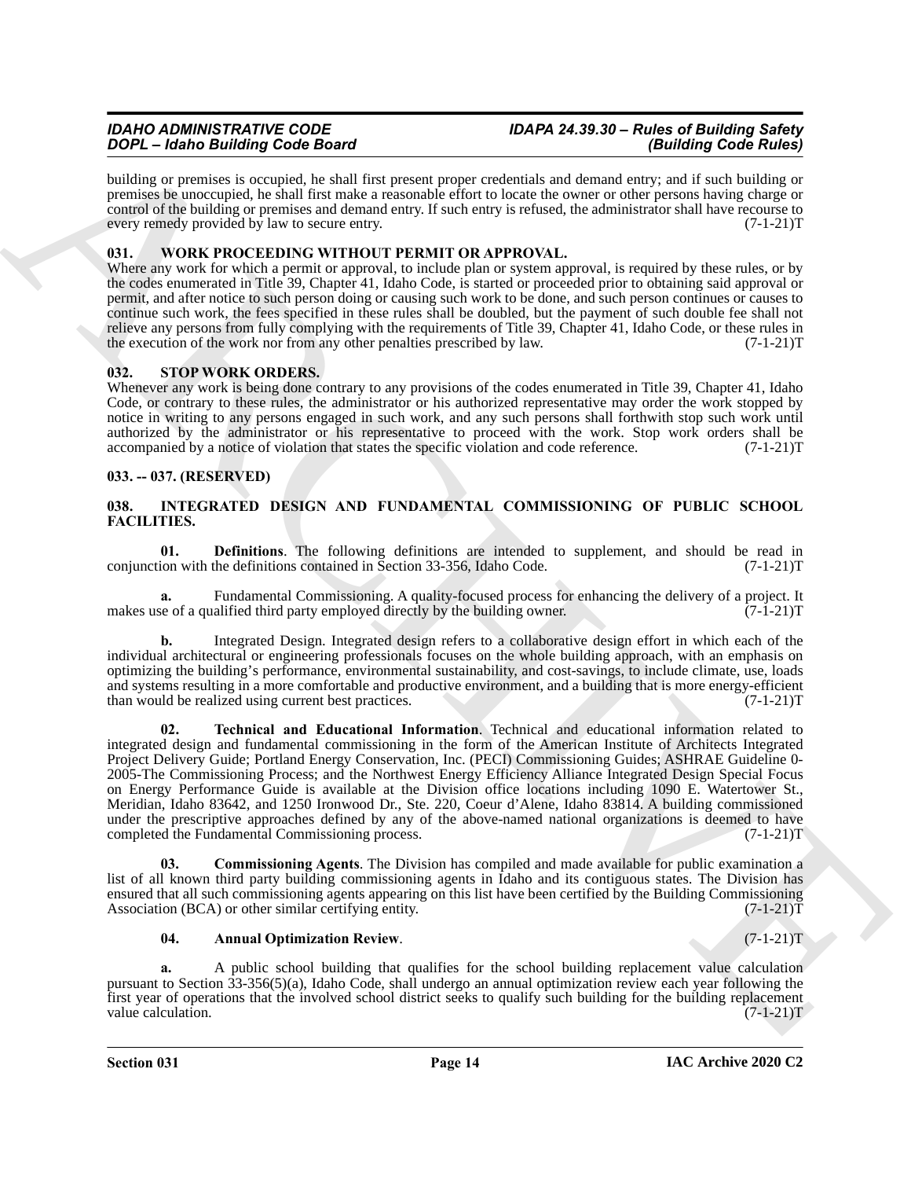building or premises is occupied, he shall first present proper credentials and demand entry; and if such building or premises be unoccupied, he shall first make a reasonable effort to locate the owner or other persons having charge or control of the building or premises and demand entry. If such entry is refused, the administrator shall have recourse to every remedy provided by law to secure entry. (7-1-21)T

### 031. WORK PROCEEDING WITHOUT PERMIT OR APPROVAL.

Where any work for which a permit or approval, to include plan or system approval, is required by these rules, or by the codes enumerated in Title 39, Chapter 41, Idaho Code, is started or proceeded prior to obtaining said approval or permit, and after notice to such person doing or causing such work to be done, and such person continues or causes to continue such work, the fees specified in these rules shall be doubled, but the payment of such double fee shall not relieve any persons from fully complying with the requirements of Title 39, Chapter 41, Idaho Code, or these rules in the execution of the work nor from any other penalties prescribed by law. (7-1-21)T

### 032. STOP WORK ORDERS.

Whenever any work is being done contrary to any provisions of the codes enumerated in Title 39, Chapter 41, Idaho Code, or contrary to these rules, the administrator or his authorized representative may order the work stopped by notice in writing to any persons engaged in such work, and any such persons shall forthwith stop such work until authorized by the administrator or his representative to proceed with the work. Stop work orders shall be accompanied by a notice of violation that states the specific violation and code reference. (7-1-21)T

### 033. -- 037. (RESERVED)

### 038. INTEGRATED DESIGN AND FUNDAMENTAL COMMISSIONING OF PUBLIC SCHOOL FACILITIES.

**01. Definitions**. The following definitions are intended to supplement, and should be read in conjunction with the definitions contained in Section 33-356, Idaho Code. (7-1-21)T

**a.** Fundamental Commissioning. A quality-focused process for enhancing the delivery of a project. It makes use of a qualified third party employed directly by the building owner. (7-1-21)T

**b.** Integrated Design. Integrated design refers to a collaborative design effort in which each of the individual architectural or engineering professionals focuses on the whole building approach, with an emphasis on optimizing the building's performance, environmental sustainability, and cost-savings, to include climate, use, loads and systems resulting in a more comfortable and productive environment, and a building that is more energy-efficient than would be realized using current best practices. (7-1-21)T

**02. Technical and Educational Information**. Technical and educational information related to integrated design and fundamental commissioning in the form of the American Institute of Architects Integrated Project Delivery Guide; Portland Energy Conservation, Inc. (PECI) Commissioning Guides; ASHRAE Guideline 0-2005-The Commissioning Process; and the Northwest Energy Efficiency Alliance Integrated Design Special Focus on Energy Performance Guide is available at the Division office locations including 1090 E. Watertower St., Meridian, Idaho 83642, and 1250 Ironwood Dr., Ste. 220, Coeur d'Alene, Idaho 83814. A building commissioned under the prescriptive approaches defined by any of the above-named national organizations is deemed to have completed the Fundamental Commissioning process. (7-1-21)T

**03. Commissioning Agents**. The Division has compiled and made available for public examination a list of all known third party building commissioning agents in Idaho and its contiguous states. The Division has ensured that all such commissioning agents appearing on this list have been certified by the Building Commissioning Association (BCA) or other similar certifying entity. (7-1-21)T

**04. Annual Optimization Review**. (7-1-21)T

**a.** A public school building that qualifies for the school building replacement value calculation pursuant to Section 33-356(5)(a), Idaho Code, shall undergo an annual optimization review each year following the first year of operations that the involved school district seeks to qualify such building for the building replacement value calculation. (7-1-21)T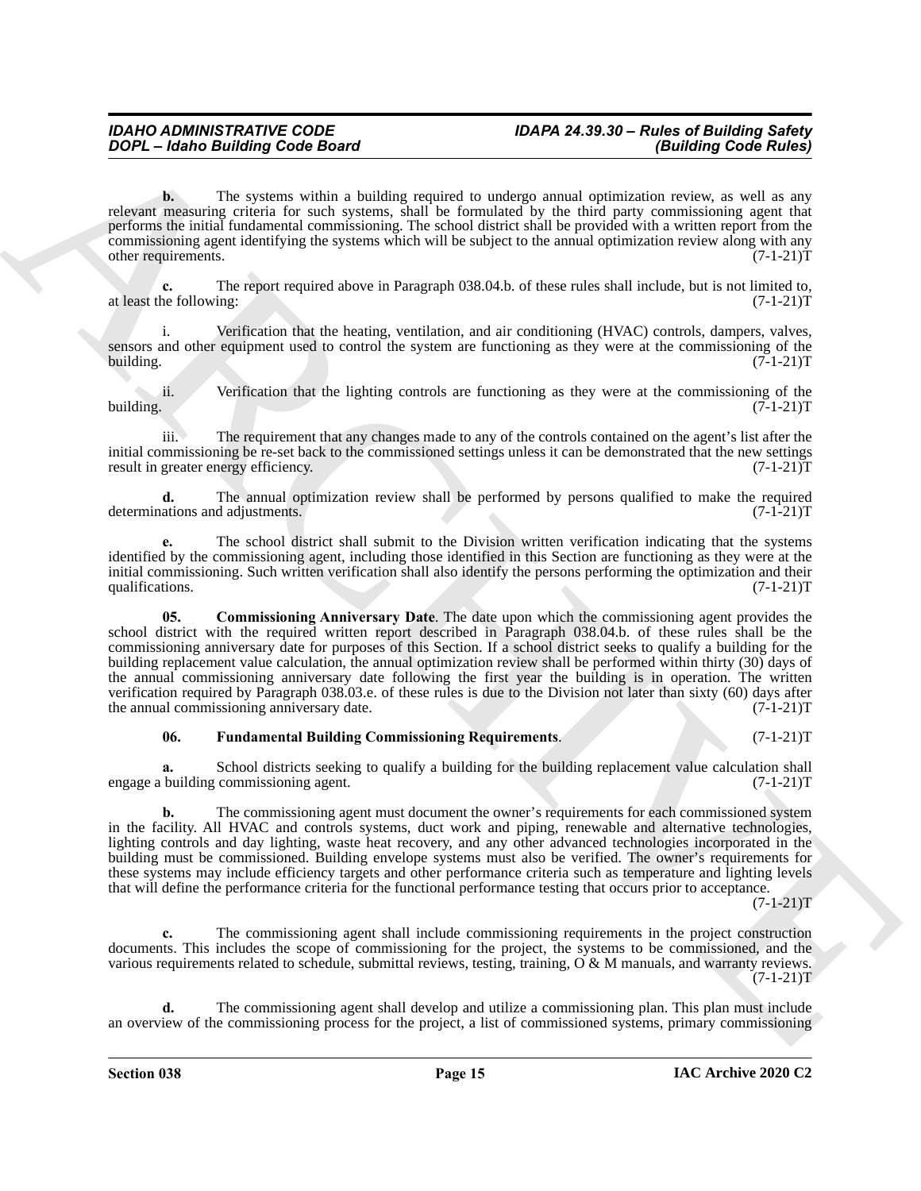**b.** The systems within a building required to undergo annual optimization review, as well as any relevant measuring criteria for such systems, shall be formulated by the third party commissioning agent that performs the initial fundamental commissioning. The school district shall be provided with a written report from the commissioning agent identifying the systems which will be subject to the annual optimization review along with any other requirements. (7-1-21)T

**c.** The report required above in Paragraph 038.04.b. of these rules shall include, but is not limited to, at least the following: (7-1-21)T

i. Verification that the heating, ventilation, and air conditioning (HVAC) controls, dampers, valves, sensors and other equipment used to control the system are functioning as they were at the commissioning of the building. (7-1-21)T

ii. Verification that the lighting controls are functioning as they were at the commissioning of the building. (7-1-21)T

iii. The requirement that any changes made to any of the controls contained on the agent's list after the initial commissioning be re-set back to the commissioned settings unless it can be demonstrated that the new settings result in greater energy efficiency. (7-1-21)T

**d.** The annual optimization review shall be performed by persons qualified to make the required determinations and adjustments. (7-1-21)T

**e.** The school district shall submit to the Division written verification indicating that the systems identified by the commissioning agent, including those identified in this Section are functioning as they were at the initial commissioning. Such written verification shall also identify the persons performing the optimization and their qualifications. (7-1-21)T

**05. Commissioning Anniversary Date**. The date upon which the commissioning agent provides the school district with the required written report described in Paragraph 038.04.b. of these rules shall be the commissioning anniversary date for purposes of this Section. If a school district seeks to qualify a building for the building replacement value calculation, the annual optimization review shall be performed within thirty (30) days of the annual commissioning anniversary date following the first year the building is in operation. The written verification required by Paragraph 038.03.e. of these rules is due to the Division not later than sixty (60) days after the annual commissioning anniversary date. (7-1-21)T

**06. Fundamental Building Commissioning Requirements**. (7-1-21)T

**a.** School districts seeking to qualify a building for the building replacement value calculation shall engage a building commissioning agent. (7-1-21)T

**b.** The commissioning agent must document the owner's requirements for each commissioned system in the facility. All HVAC and controls systems, duct work and piping, renewable and alternative technologies, lighting controls and day lighting, waste heat recovery, and any other advanced technologies incorporated in the building must be commissioned. Building envelope systems must also be verified. The owner's requirements for these systems may include efficiency targets and other performance criteria such as temperature and lighting levels that will define the performance criteria for the functional performance testing that occurs prior to acceptance. (7-1-21)T

**c.** The commissioning agent shall include commissioning requirements in the project construction documents. This includes the scope of commissioning for the project, the systems to be commissioned, and the various requirements related to schedule, submittal reviews, testing, training, O & M manuals, and warranty reviews. (7-1-21)T

**d.** The commissioning agent shall develop and utilize a commissioning plan. This plan must include an overview of the commissioning process for the project, a list of commissioned systems, primary commissioning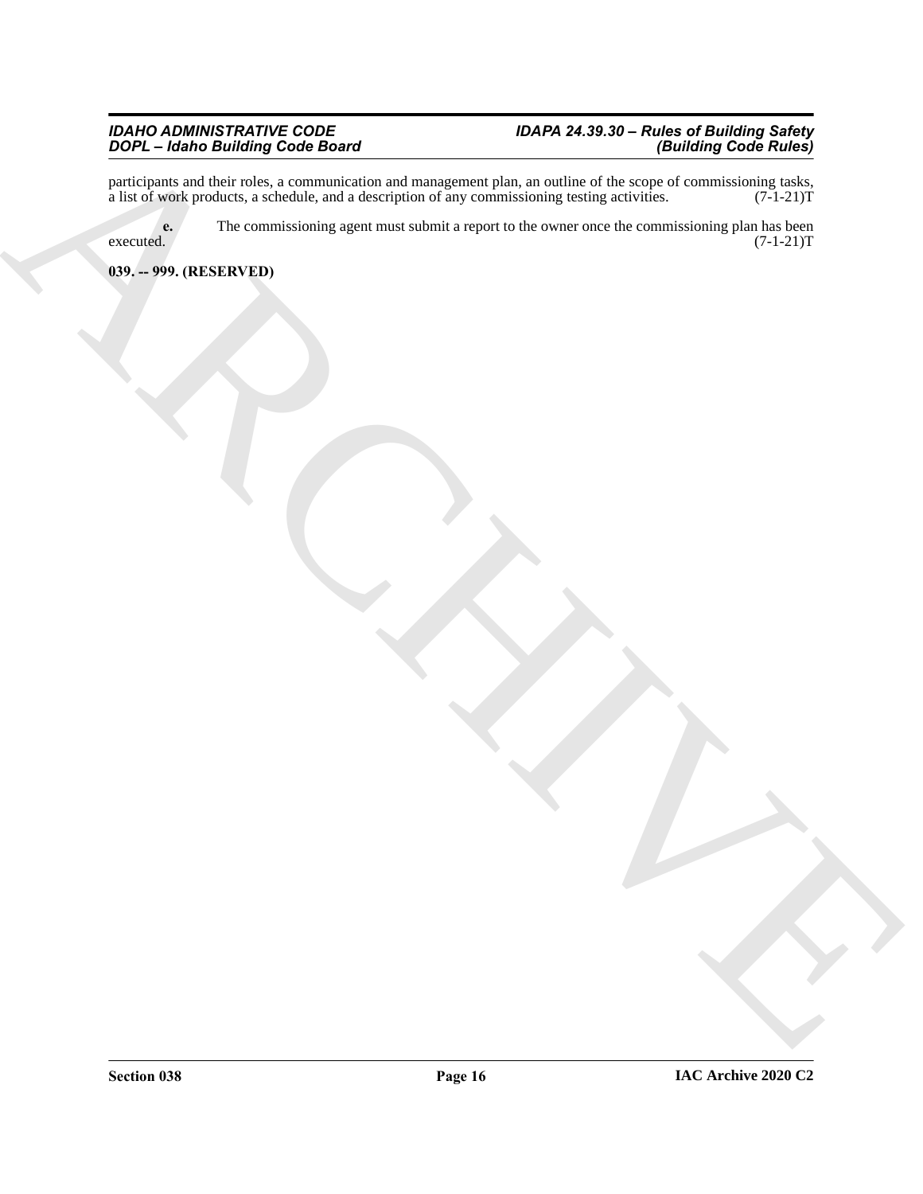participants and their roles, a communication and management plan, an outline of the scope of commissioning tasks, a list of work products, a schedule, and a description of any commissioning testing activities. (7-1-21)T

**e.** The commissioning agent must submit a report to the owner once the commissioning plan has been executed. (7-1-21)T

**039. -- 999. (RESERVED)**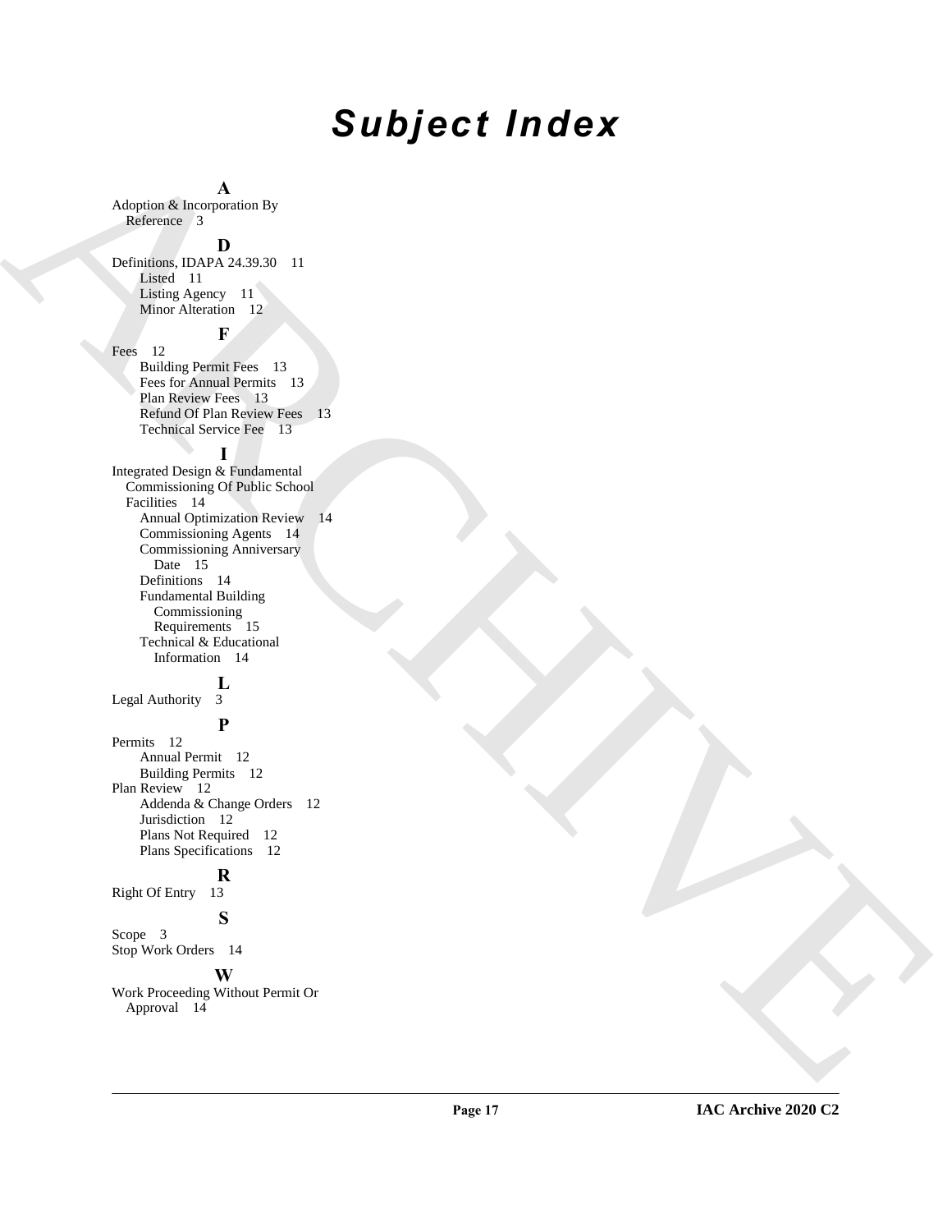# Subject Index

**A**

Adoption & Incorporation By Reference 3

**D**

Definitions, IDAPA 24.39.30 11
- Listed 11
- Listing Agency 11
- Minor Alteration 12

**F**

Fees 12
- Building Permit Fees 13
- Fees for Annual Permits 13
- Plan Review Fees 13
- Refund Of Plan Review Fees 13
- Technical Service Fee 13

**I**

Integrated Design & Fundamental Commissioning Of Public School Facilities 14
- Annual Optimization Review 14
- Commissioning Agents 14
- Commissioning Anniversary Date 15
- Definitions 14
- Fundamental Building Commissioning Requirements 15
- Technical & Educational Information 14

**L**

Legal Authority 3

**P**

Permits 12
- Annual Permit 12
- Building Permits 12

Plan Review 12
- Addenda & Change Orders 12
- Jurisdiction 12
- Plans Not Required 12
- Plans Specifications 12

**R**

Right Of Entry 13

**S**

Scope 3

Stop Work Orders 14

**W**

Work Proceeding Without Permit Or Approval 14